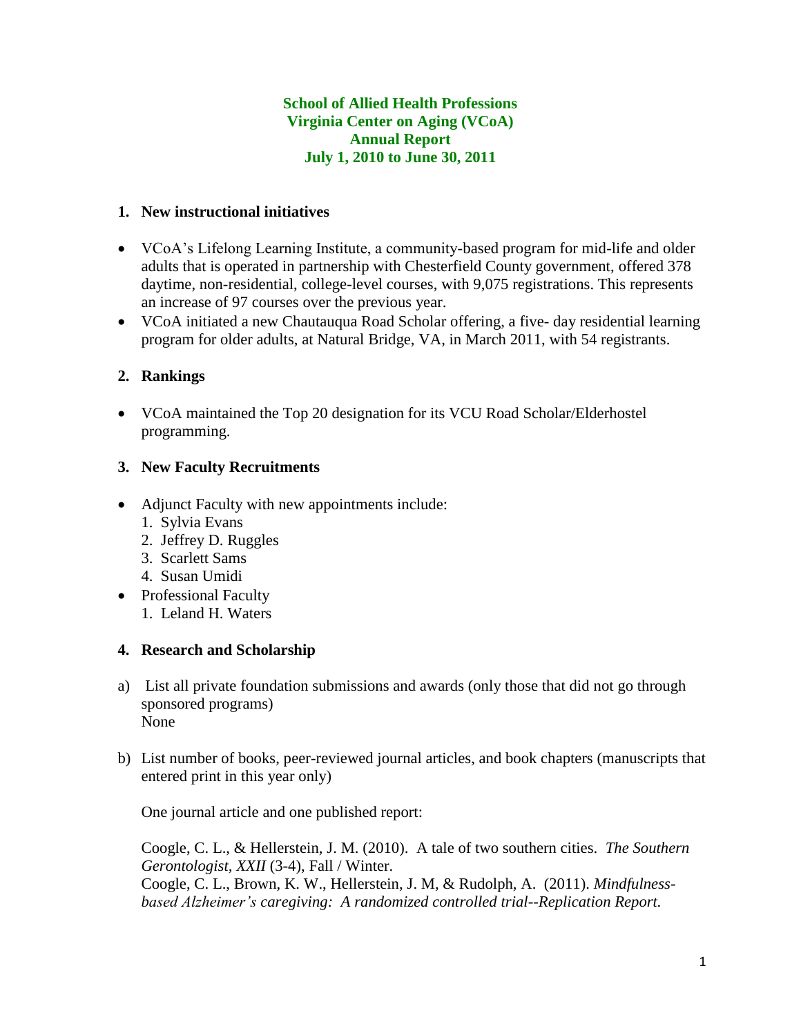# School of Allied Health Professions
# Virginia Center on Aging (VCoA)
# Annual Report
# July 1, 2010 to June 30, 2011

## 1. New instructional initiatives

- VCoA's Lifelong Learning Institute, a community-based program for mid-life and older adults that is operated in partnership with Chesterfield County government, offered 378 daytime, non-residential, college-level courses, with 9,075 registrations. This represents an increase of 97 courses over the previous year.
- VCoA initiated a new Chautauqua Road Scholar offering, a five- day residential learning program for older adults, at Natural Bridge, VA, in March 2011, with 54 registrants.

## 2. Rankings

- VCoA maintained the Top 20 designation for its VCU Road Scholar/Elderhostel programming.

## 3. New Faculty Recruitments

- Adjunct Faculty with new appointments include:
  1. Sylvia Evans
  2. Jeffrey D. Ruggles
  3. Scarlett Sams
  4. Susan Umidi
- Professional Faculty
  1. Leland H. Waters

## 4. Research and Scholarship

a) List all private foundation submissions and awards (only those that did not go through sponsored programs)
   None

b) List number of books, peer-reviewed journal articles, and book chapters (manuscripts that entered print in this year only)

   One journal article and one published report:

   Coogle, C. L., & Hellerstein, J. M. (2010). A tale of two southern cities. *The Southern Gerontologist, XXII* (3-4), Fall / Winter.
   Coogle, C. L., Brown, K. W., Hellerstein, J. M, & Rudolph, A. (2011). *Mindfulness-based Alzheimer's caregiving: A randomized controlled trial--Replication Report.*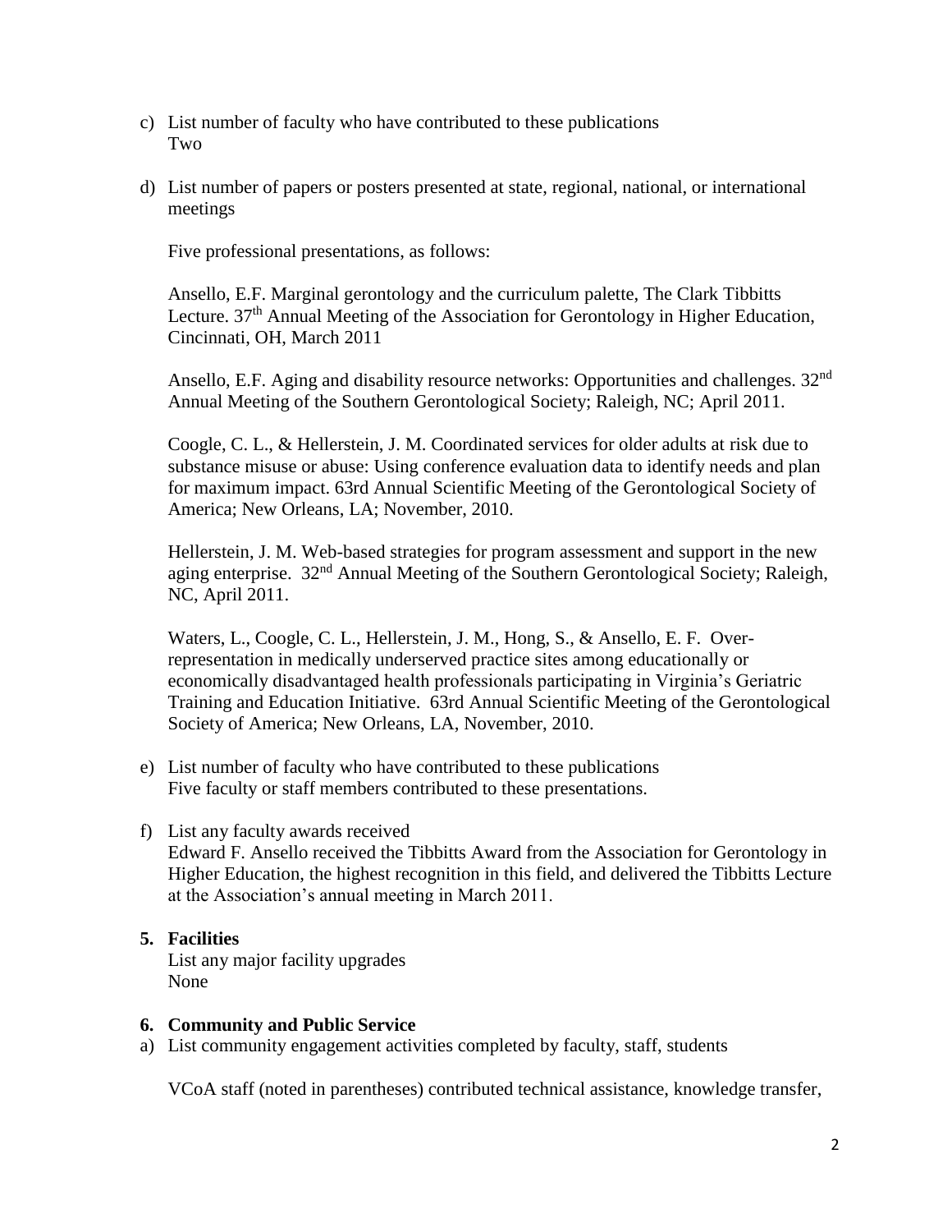c) List number of faculty who have contributed to these publications
   Two

d) List number of papers or posters presented at state, regional, national, or international meetings

   Five professional presentations, as follows:

   Ansello, E.F. Marginal gerontology and the curriculum palette, The Clark Tibbitts Lecture. 37th Annual Meeting of the Association for Gerontology in Higher Education, Cincinnati, OH, March 2011

   Ansello, E.F. Aging and disability resource networks: Opportunities and challenges. 32nd Annual Meeting of the Southern Gerontological Society; Raleigh, NC; April 2011.

   Coogle, C. L., & Hellerstein, J. M. Coordinated services for older adults at risk due to substance misuse or abuse: Using conference evaluation data to identify needs and plan for maximum impact. 63rd Annual Scientific Meeting of the Gerontological Society of America; New Orleans, LA; November, 2010.

   Hellerstein, J. M. Web-based strategies for program assessment and support in the new aging enterprise. 32nd Annual Meeting of the Southern Gerontological Society; Raleigh, NC, April 2011.

   Waters, L., Coogle, C. L., Hellerstein, J. M., Hong, S., & Ansello, E. F. Over-representation in medically underserved practice sites among educationally or economically disadvantaged health professionals participating in Virginia's Geriatric Training and Education Initiative. 63rd Annual Scientific Meeting of the Gerontological Society of America; New Orleans, LA, November, 2010.

e) List number of faculty who have contributed to these publications
   Five faculty or staff members contributed to these presentations.

f) List any faculty awards received
   Edward F. Ansello received the Tibbitts Award from the Association for Gerontology in Higher Education, the highest recognition in this field, and delivered the Tibbitts Lecture at the Association's annual meeting in March 2011.

**5. Facilities**

List any major facility upgrades
None

**6. Community and Public Service**

a) List community engagement activities completed by faculty, staff, students

   VCoA staff (noted in parentheses) contributed technical assistance, knowledge transfer,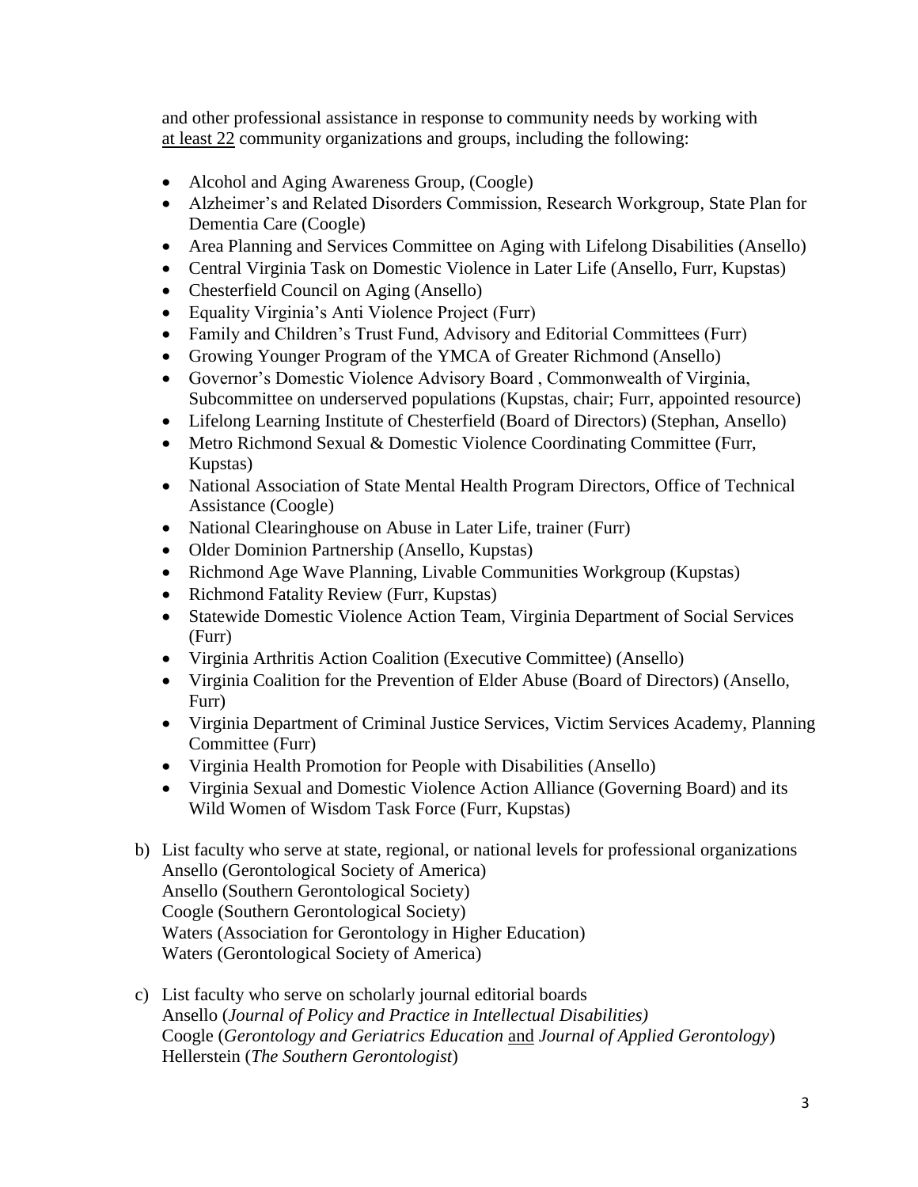and other professional assistance in response to community needs by working with at least 22 community organizations and groups, including the following:

- Alcohol and Aging Awareness Group, (Coogle)
- Alzheimer's and Related Disorders Commission, Research Workgroup, State Plan for Dementia Care (Coogle)
- Area Planning and Services Committee on Aging with Lifelong Disabilities (Ansello)
- Central Virginia Task on Domestic Violence in Later Life (Ansello, Furr, Kupstas)
- Chesterfield Council on Aging (Ansello)
- Equality Virginia's Anti Violence Project (Furr)
- Family and Children's Trust Fund, Advisory and Editorial Committees (Furr)
- Growing Younger Program of the YMCA of Greater Richmond (Ansello)
- Governor's Domestic Violence Advisory Board , Commonwealth of Virginia, Subcommittee on underserved populations (Kupstas, chair; Furr, appointed resource)
- Lifelong Learning Institute of Chesterfield (Board of Directors) (Stephan, Ansello)
- Metro Richmond Sexual & Domestic Violence Coordinating Committee (Furr, Kupstas)
- National Association of State Mental Health Program Directors, Office of Technical Assistance (Coogle)
- National Clearinghouse on Abuse in Later Life, trainer (Furr)
- Older Dominion Partnership (Ansello, Kupstas)
- Richmond Age Wave Planning, Livable Communities Workgroup (Kupstas)
- Richmond Fatality Review (Furr, Kupstas)
- Statewide Domestic Violence Action Team, Virginia Department of Social Services (Furr)
- Virginia Arthritis Action Coalition (Executive Committee) (Ansello)
- Virginia Coalition for the Prevention of Elder Abuse (Board of Directors) (Ansello, Furr)
- Virginia Department of Criminal Justice Services, Victim Services Academy, Planning Committee (Furr)
- Virginia Health Promotion for People with Disabilities (Ansello)
- Virginia Sexual and Domestic Violence Action Alliance (Governing Board) and its Wild Women of Wisdom Task Force (Furr, Kupstas)

b) List faculty who serve at state, regional, or national levels for professional organizations
Ansello (Gerontological Society of America)
Ansello (Southern Gerontological Society)
Coogle (Southern Gerontological Society)
Waters (Association for Gerontology in Higher Education)
Waters (Gerontological Society of America)

c) List faculty who serve on scholarly journal editorial boards
Ansello (*Journal of Policy and Practice in Intellectual Disabilities)*
Coogle (*Gerontology and Geriatrics Education* and *Journal of Applied Gerontology*)
Hellerstein (*The Southern Gerontologist*)